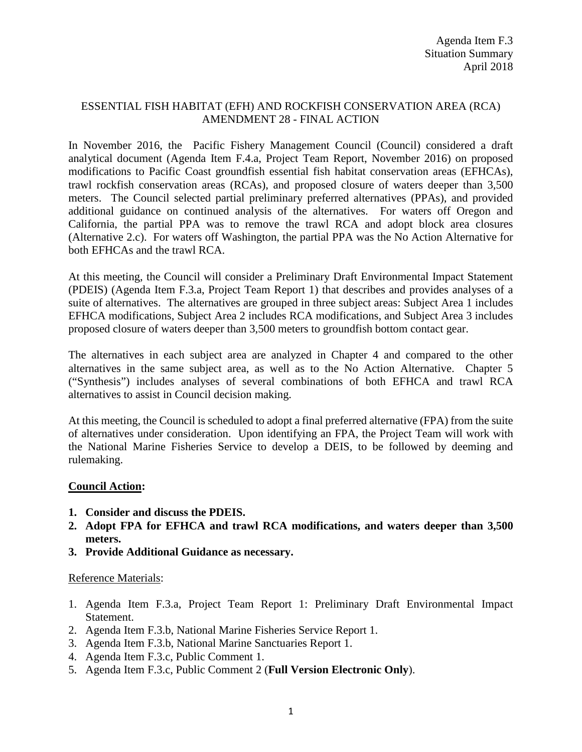Agenda Item F.3
Situation Summary
April 2018

# ESSENTIAL FISH HABITAT (EFH) AND ROCKFISH CONSERVATION AREA (RCA) AMENDMENT 28 - FINAL ACTION

In November 2016, the Pacific Fishery Management Council (Council) considered a draft analytical document (Agenda Item F.4.a, Project Team Report, November 2016) on proposed modifications to Pacific Coast groundfish essential fish habitat conservation areas (EFHCAs), trawl rockfish conservation areas (RCAs), and proposed closure of waters deeper than 3,500 meters. The Council selected partial preliminary preferred alternatives (PPAs), and provided additional guidance on continued analysis of the alternatives. For waters off Oregon and California, the partial PPA was to remove the trawl RCA and adopt block area closures (Alternative 2.c). For waters off Washington, the partial PPA was the No Action Alternative for both EFHCAs and the trawl RCA.

At this meeting, the Council will consider a Preliminary Draft Environmental Impact Statement (PDEIS) (Agenda Item F.3.a, Project Team Report 1) that describes and provides analyses of a suite of alternatives. The alternatives are grouped in three subject areas: Subject Area 1 includes EFHCA modifications, Subject Area 2 includes RCA modifications, and Subject Area 3 includes proposed closure of waters deeper than 3,500 meters to groundfish bottom contact gear.

The alternatives in each subject area are analyzed in Chapter 4 and compared to the other alternatives in the same subject area, as well as to the No Action Alternative. Chapter 5 ("Synthesis") includes analyses of several combinations of both EFHCA and trawl RCA alternatives to assist in Council decision making.

At this meeting, the Council is scheduled to adopt a final preferred alternative (FPA) from the suite of alternatives under consideration. Upon identifying an FPA, the Project Team will work with the National Marine Fisheries Service to develop a DEIS, to be followed by deeming and rulemaking.

## Council Action:

1. **Consider and discuss the PDEIS.**
2. **Adopt FPA for EFHCA and trawl RCA modifications, and waters deeper than 3,500 meters.**
3. **Provide Additional Guidance as necessary.**

Reference Materials:

1. Agenda Item F.3.a, Project Team Report 1: Preliminary Draft Environmental Impact Statement.
2. Agenda Item F.3.b, National Marine Fisheries Service Report 1.
3. Agenda Item F.3.b, National Marine Sanctuaries Report 1.
4. Agenda Item F.3.c, Public Comment 1.
5. Agenda Item F.3.c, Public Comment 2 (**Full Version Electronic Only**).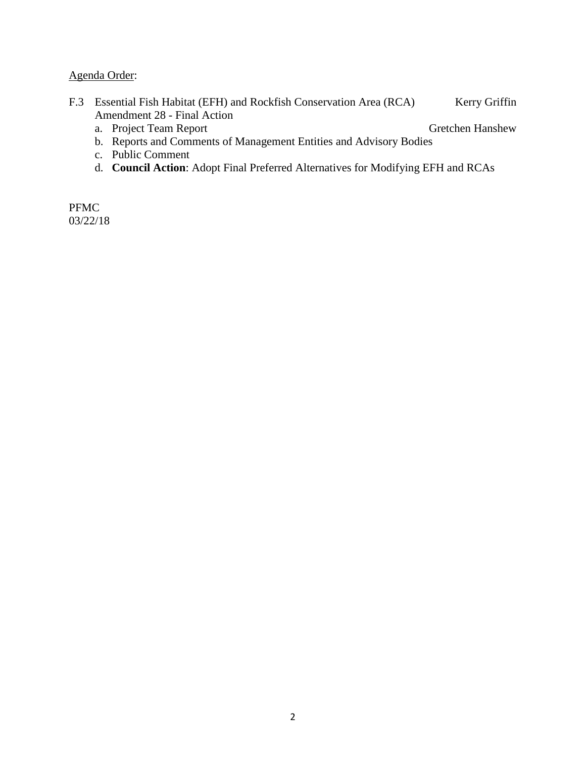<u>Agenda Order</u>:

F.3 Essential Fish Habitat (EFH) and Rockfish Conservation Area (RCA) Amendment 28 - Final Action — Kerry Griffin

a. Project Team Report — Gretchen Hanshew
b. Reports and Comments of Management Entities and Advisory Bodies
c. Public Comment
d. **Council Action**: Adopt Final Preferred Alternatives for Modifying EFH and RCAs

PFMC
03/22/18